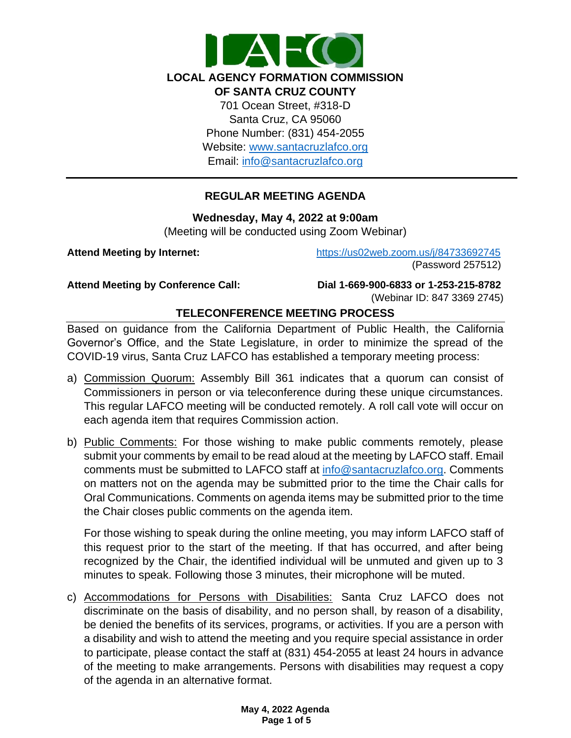**LOCAL AGENCY FORMATION COMMISSION**
**OF SANTA CRUZ COUNTY**

701 Ocean Street, #318-D
Santa Cruz, CA 95060
Phone Number: (831) 454-2055
Website: www.santacruzlafco.org
Email: info@santacruzlafco.org

---

## REGULAR MEETING AGENDA

**Wednesday, May 4, 2022 at 9:00am**
(Meeting will be conducted using Zoom Webinar)

**Attend Meeting by Internet:** https://us02web.zoom.us/j/84733692745 (Password 257512)

**Attend Meeting by Conference Call:** **Dial 1-669-900-6833 or 1-253-215-8782** (Webinar ID: 847 3369 2745)

### TELECONFERENCE MEETING PROCESS

Based on guidance from the California Department of Public Health, the California Governor's Office, and the State Legislature, in order to minimize the spread of the COVID-19 virus, Santa Cruz LAFCO has established a temporary meeting process:

a) Commission Quorum: Assembly Bill 361 indicates that a quorum can consist of Commissioners in person or via teleconference during these unique circumstances. This regular LAFCO meeting will be conducted remotely. A roll call vote will occur on each agenda item that requires Commission action.

b) Public Comments: For those wishing to make public comments remotely, please submit your comments by email to be read aloud at the meeting by LAFCO staff. Email comments must be submitted to LAFCO staff at info@santacruzlafco.org. Comments on matters not on the agenda may be submitted prior to the time the Chair calls for Oral Communications. Comments on agenda items may be submitted prior to the time the Chair closes public comments on the agenda item.

   For those wishing to speak during the online meeting, you may inform LAFCO staff of this request prior to the start of the meeting. If that has occurred, and after being recognized by the Chair, the identified individual will be unmuted and given up to 3 minutes to speak. Following those 3 minutes, their microphone will be muted.

c) Accommodations for Persons with Disabilities: Santa Cruz LAFCO does not discriminate on the basis of disability, and no person shall, by reason of a disability, be denied the benefits of its services, programs, or activities. If you are a person with a disability and wish to attend the meeting and you require special assistance in order to participate, please contact the staff at (831) 454-2055 at least 24 hours in advance of the meeting to make arrangements. Persons with disabilities may request a copy of the agenda in an alternative format.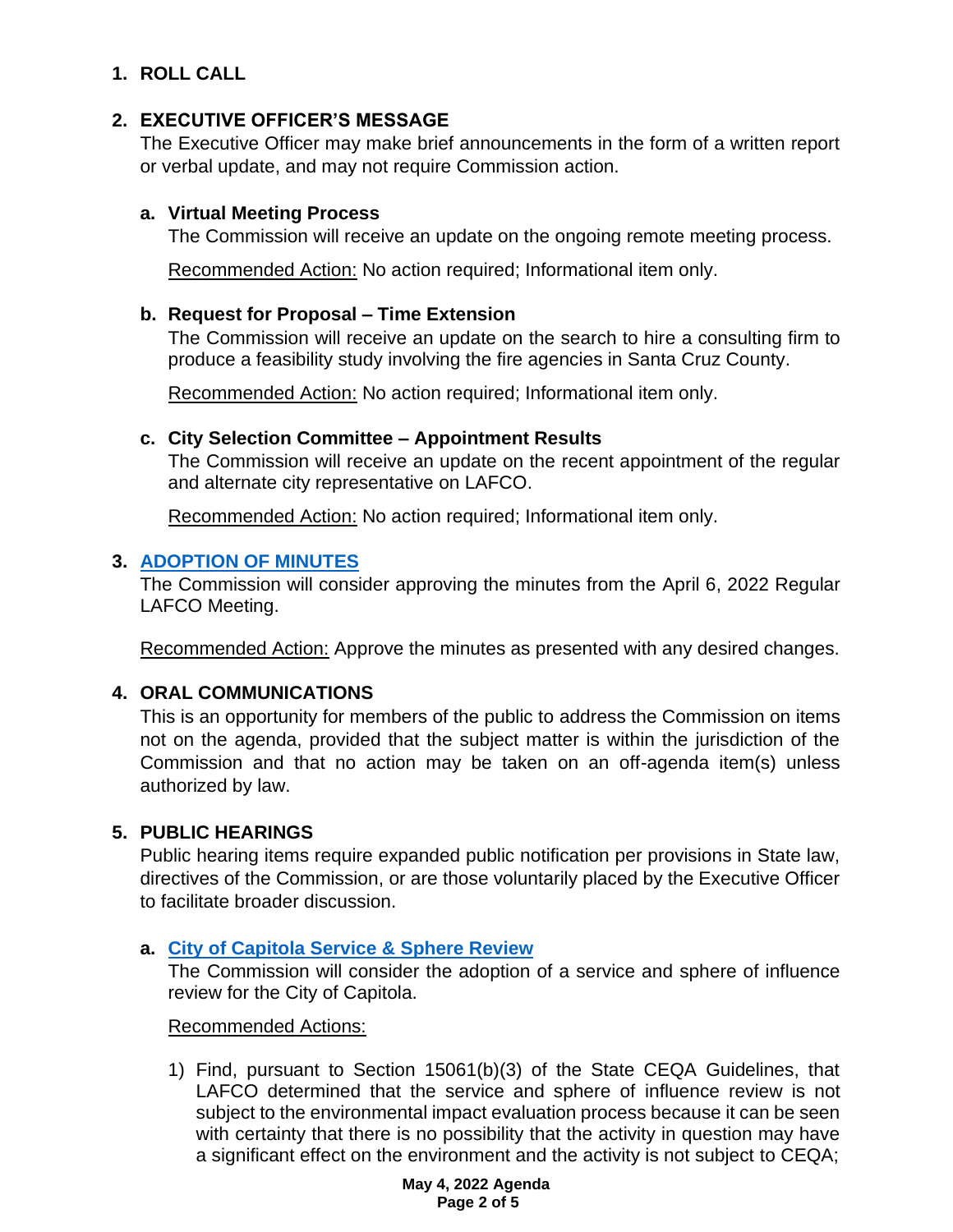## 1. ROLL CALL

## 2. EXECUTIVE OFFICER'S MESSAGE

The Executive Officer may make brief announcements in the form of a written report or verbal update, and may not require Commission action.

### a. Virtual Meeting Process

The Commission will receive an update on the ongoing remote meeting process.

Recommended Action: No action required; Informational item only.

### b. Request for Proposal – Time Extension

The Commission will receive an update on the search to hire a consulting firm to produce a feasibility study involving the fire agencies in Santa Cruz County.

Recommended Action: No action required; Informational item only.

### c. City Selection Committee – Appointment Results

The Commission will receive an update on the recent appointment of the regular and alternate city representative on LAFCO.

Recommended Action: No action required; Informational item only.

## 3. ADOPTION OF MINUTES

The Commission will consider approving the minutes from the April 6, 2022 Regular LAFCO Meeting.

Recommended Action: Approve the minutes as presented with any desired changes.

## 4. ORAL COMMUNICATIONS

This is an opportunity for members of the public to address the Commission on items not on the agenda, provided that the subject matter is within the jurisdiction of the Commission and that no action may be taken on an off-agenda item(s) unless authorized by law.

## 5. PUBLIC HEARINGS

Public hearing items require expanded public notification per provisions in State law, directives of the Commission, or are those voluntarily placed by the Executive Officer to facilitate broader discussion.

### a. City of Capitola Service & Sphere Review

The Commission will consider the adoption of a service and sphere of influence review for the City of Capitola.

Recommended Actions:

1) Find, pursuant to Section 15061(b)(3) of the State CEQA Guidelines, that LAFCO determined that the service and sphere of influence review is not subject to the environmental impact evaluation process because it can be seen with certainty that there is no possibility that the activity in question may have a significant effect on the environment and the activity is not subject to CEQA;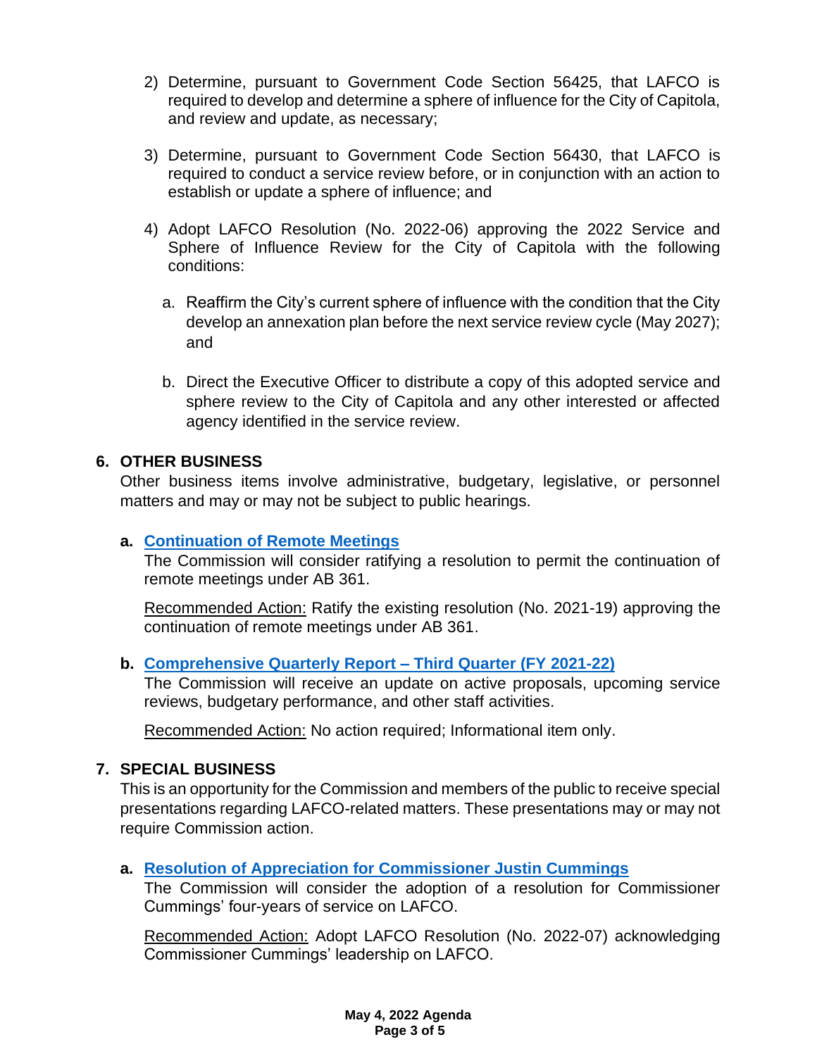2) Determine, pursuant to Government Code Section 56425, that LAFCO is required to develop and determine a sphere of influence for the City of Capitola, and review and update, as necessary;

3) Determine, pursuant to Government Code Section 56430, that LAFCO is required to conduct a service review before, or in conjunction with an action to establish or update a sphere of influence; and

4) Adopt LAFCO Resolution (No. 2022-06) approving the 2022 Service and Sphere of Influence Review for the City of Capitola with the following conditions:

   a. Reaffirm the City's current sphere of influence with the condition that the City develop an annexation plan before the next service review cycle (May 2027); and

   b. Direct the Executive Officer to distribute a copy of this adopted service and sphere review to the City of Capitola and any other interested or affected agency identified in the service review.

## 6. OTHER BUSINESS

Other business items involve administrative, budgetary, legislative, or personnel matters and may or may not be subject to public hearings.

**a. Continuation of Remote Meetings**

The Commission will consider ratifying a resolution to permit the continuation of remote meetings under AB 361.

Recommended Action: Ratify the existing resolution (No. 2021-19) approving the continuation of remote meetings under AB 361.

**b. Comprehensive Quarterly Report – Third Quarter (FY 2021-22)**

The Commission will receive an update on active proposals, upcoming service reviews, budgetary performance, and other staff activities.

Recommended Action: No action required; Informational item only.

## 7. SPECIAL BUSINESS

This is an opportunity for the Commission and members of the public to receive special presentations regarding LAFCO-related matters. These presentations may or may not require Commission action.

**a. Resolution of Appreciation for Commissioner Justin Cummings**

The Commission will consider the adoption of a resolution for Commissioner Cummings' four-years of service on LAFCO.

Recommended Action: Adopt LAFCO Resolution (No. 2022-07) acknowledging Commissioner Cummings' leadership on LAFCO.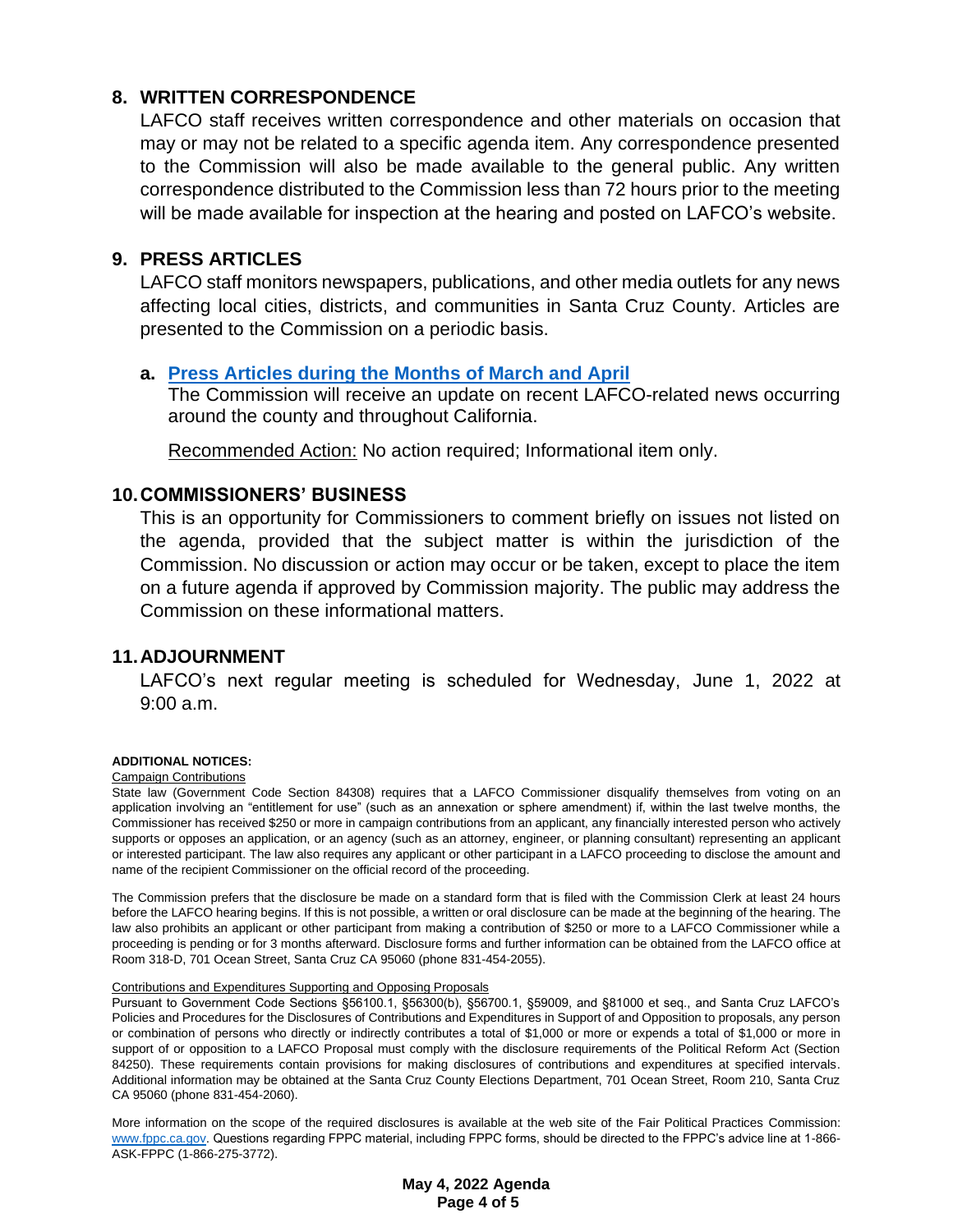## 8. WRITTEN CORRESPONDENCE

LAFCO staff receives written correspondence and other materials on occasion that may or may not be related to a specific agenda item. Any correspondence presented to the Commission will also be made available to the general public. Any written correspondence distributed to the Commission less than 72 hours prior to the meeting will be made available for inspection at the hearing and posted on LAFCO's website.

## 9. PRESS ARTICLES

LAFCO staff monitors newspapers, publications, and other media outlets for any news affecting local cities, districts, and communities in Santa Cruz County. Articles are presented to the Commission on a periodic basis.

**a. Press Articles during the Months of March and April**

The Commission will receive an update on recent LAFCO-related news occurring around the county and throughout California.

Recommended Action: No action required; Informational item only.

## 10. COMMISSIONERS' BUSINESS

This is an opportunity for Commissioners to comment briefly on issues not listed on the agenda, provided that the subject matter is within the jurisdiction of the Commission. No discussion or action may occur or be taken, except to place the item on a future agenda if approved by Commission majority. The public may address the Commission on these informational matters.

## 11. ADJOURNMENT

LAFCO's next regular meeting is scheduled for Wednesday, June 1, 2022 at 9:00 a.m.

**ADDITIONAL NOTICES:**

Campaign Contributions

State law (Government Code Section 84308) requires that a LAFCO Commissioner disqualify themselves from voting on an application involving an "entitlement for use" (such as an annexation or sphere amendment) if, within the last twelve months, the Commissioner has received $250 or more in campaign contributions from an applicant, any financially interested person who actively supports or opposes an application, or an agency (such as an attorney, engineer, or planning consultant) representing an applicant or interested participant. The law also requires any applicant or other participant in a LAFCO proceeding to disclose the amount and name of the recipient Commissioner on the official record of the proceeding.

The Commission prefers that the disclosure be made on a standard form that is filed with the Commission Clerk at least 24 hours before the LAFCO hearing begins. If this is not possible, a written or oral disclosure can be made at the beginning of the hearing. The law also prohibits an applicant or other participant from making a contribution of $250 or more to a LAFCO Commissioner while a proceeding is pending or for 3 months afterward. Disclosure forms and further information can be obtained from the LAFCO office at Room 318-D, 701 Ocean Street, Santa Cruz CA 95060 (phone 831-454-2055).

Contributions and Expenditures Supporting and Opposing Proposals

Pursuant to Government Code Sections §56100.1, §56300(b), §56700.1, §59009, and §81000 et seq., and Santa Cruz LAFCO's Policies and Procedures for the Disclosures of Contributions and Expenditures in Support of and Opposition to proposals, any person or combination of persons who directly or indirectly contributes a total of $1,000 or more or expends a total of $1,000 or more in support of or opposition to a LAFCO Proposal must comply with the disclosure requirements of the Political Reform Act (Section 84250). These requirements contain provisions for making disclosures of contributions and expenditures at specified intervals. Additional information may be obtained at the Santa Cruz County Elections Department, 701 Ocean Street, Room 210, Santa Cruz CA 95060 (phone 831-454-2060).

More information on the scope of the required disclosures is available at the web site of the Fair Political Practices Commission: www.fppc.ca.gov. Questions regarding FPPC material, including FPPC forms, should be directed to the FPPC's advice line at 1-866-ASK-FPPC (1-866-275-3772).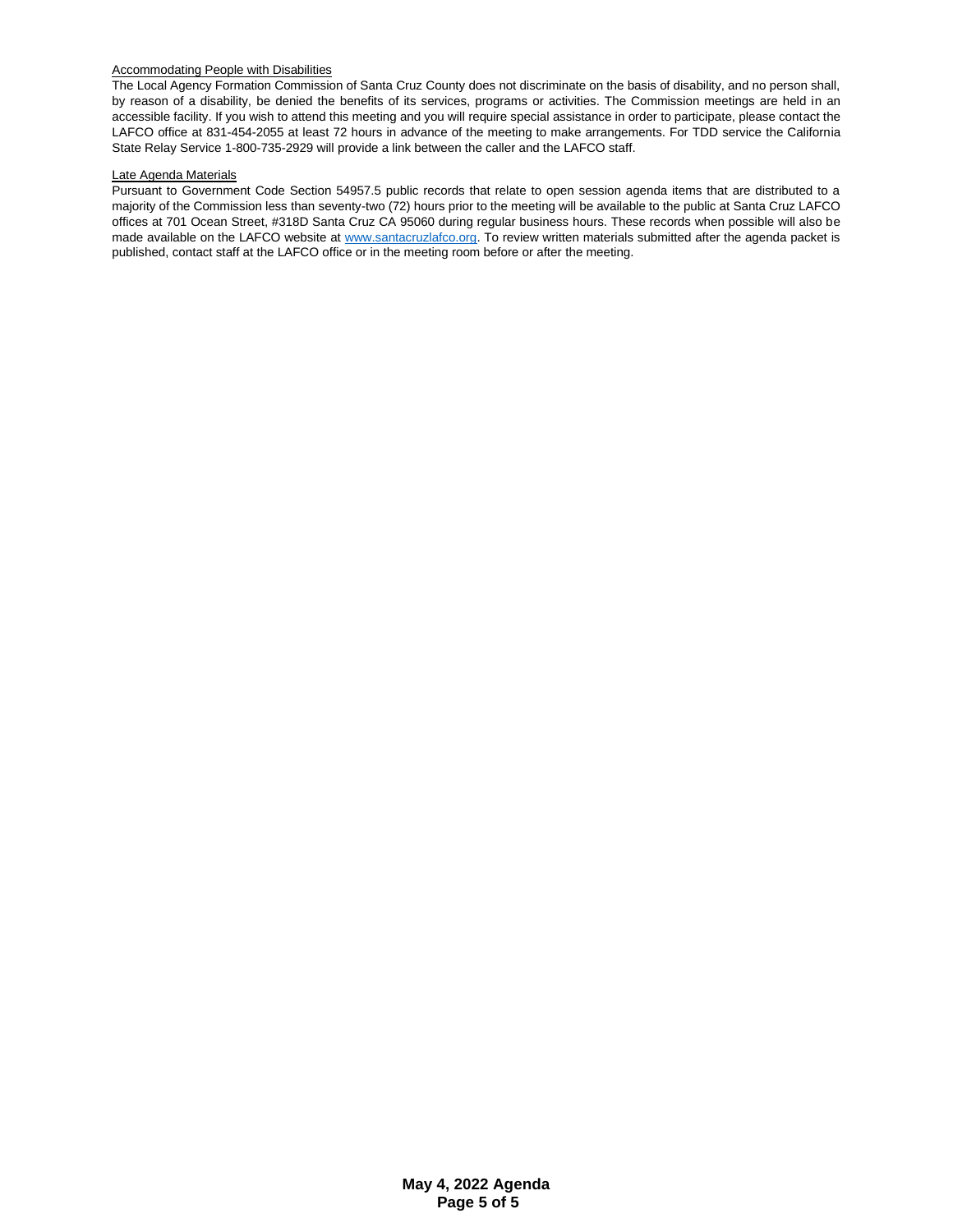Accommodating People with Disabilities

The Local Agency Formation Commission of Santa Cruz County does not discriminate on the basis of disability, and no person shall, by reason of a disability, be denied the benefits of its services, programs or activities. The Commission meetings are held in an accessible facility. If you wish to attend this meeting and you will require special assistance in order to participate, please contact the LAFCO office at 831-454-2055 at least 72 hours in advance of the meeting to make arrangements. For TDD service the California State Relay Service 1-800-735-2929 will provide a link between the caller and the LAFCO staff.

Late Agenda Materials

Pursuant to Government Code Section 54957.5 public records that relate to open session agenda items that are distributed to a majority of the Commission less than seventy-two (72) hours prior to the meeting will be available to the public at Santa Cruz LAFCO offices at 701 Ocean Street, #318D Santa Cruz CA 95060 during regular business hours. These records when possible will also be made available on the LAFCO website at [www.santacruzlafco.org](http://www.santacruzlafco.org). To review written materials submitted after the agenda packet is published, contact staff at the LAFCO office or in the meeting room before or after the meeting.